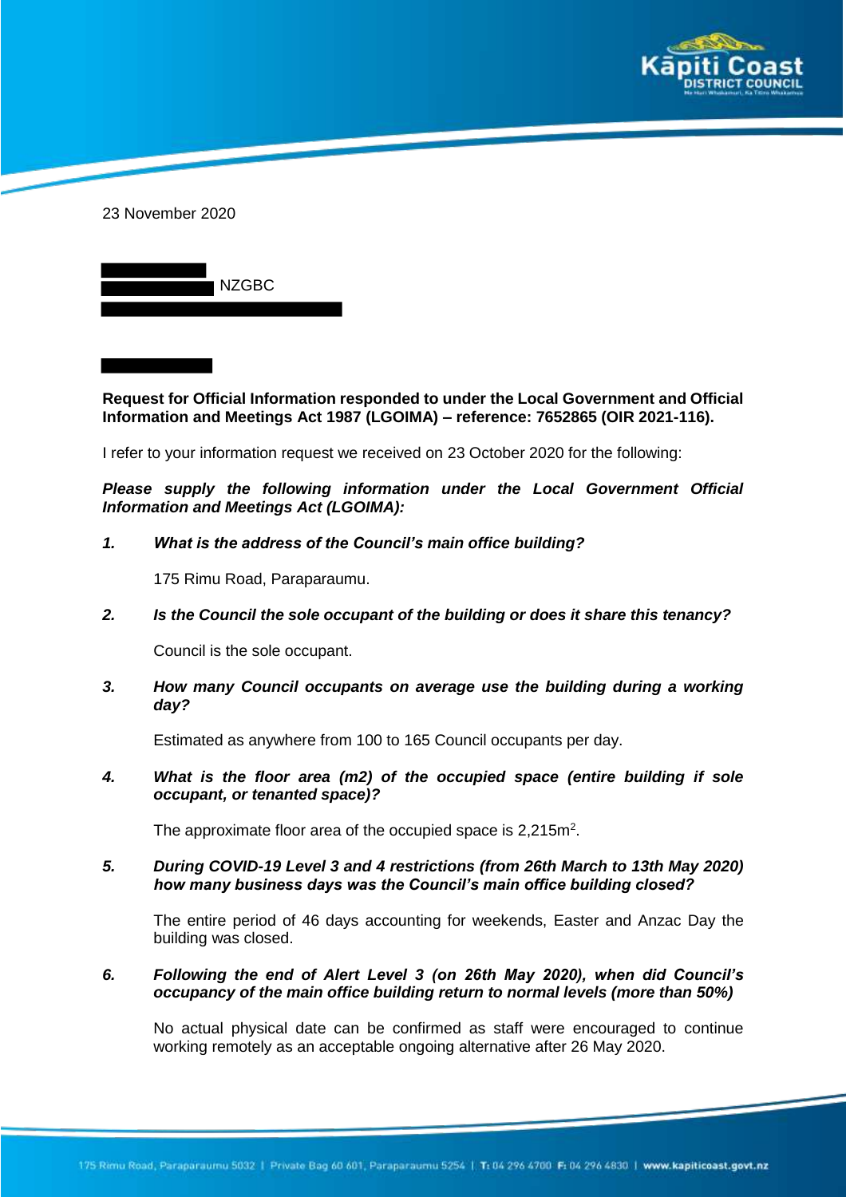23 November 2020

NZGBC

**Request for Official Information responded to under the Local Government and Official Information and Meetings Act 1987 (LGOIMA) – reference: 7652865 (OIR 2021-116).**

I refer to your information request we received on 23 October 2020 for the following:

***Please supply the following information under the Local Government Official Information and Meetings Act (LGOIMA):***

1. ***What is the address of the Council's main office building?***

   175 Rimu Road, Paraparaumu.

2. ***Is the Council the sole occupant of the building or does it share this tenancy?***

   Council is the sole occupant.

3. ***How many Council occupants on average use the building during a working day?***

   Estimated as anywhere from 100 to 165 Council occupants per day.

4. ***What is the floor area (m2) of the occupied space (entire building if sole occupant, or tenanted space)?***

   The approximate floor area of the occupied space is 2,215m$^2$.

5. ***During COVID-19 Level 3 and 4 restrictions (from 26th March to 13th May 2020) how many business days was the Council's main office building closed?***

   The entire period of 46 days accounting for weekends, Easter and Anzac Day the building was closed.

6. ***Following the end of Alert Level 3 (on 26th May 2020), when did Council's occupancy of the main office building return to normal levels (more than 50%)***

   No actual physical date can be confirmed as staff were encouraged to continue working remotely as an acceptable ongoing alternative after 26 May 2020.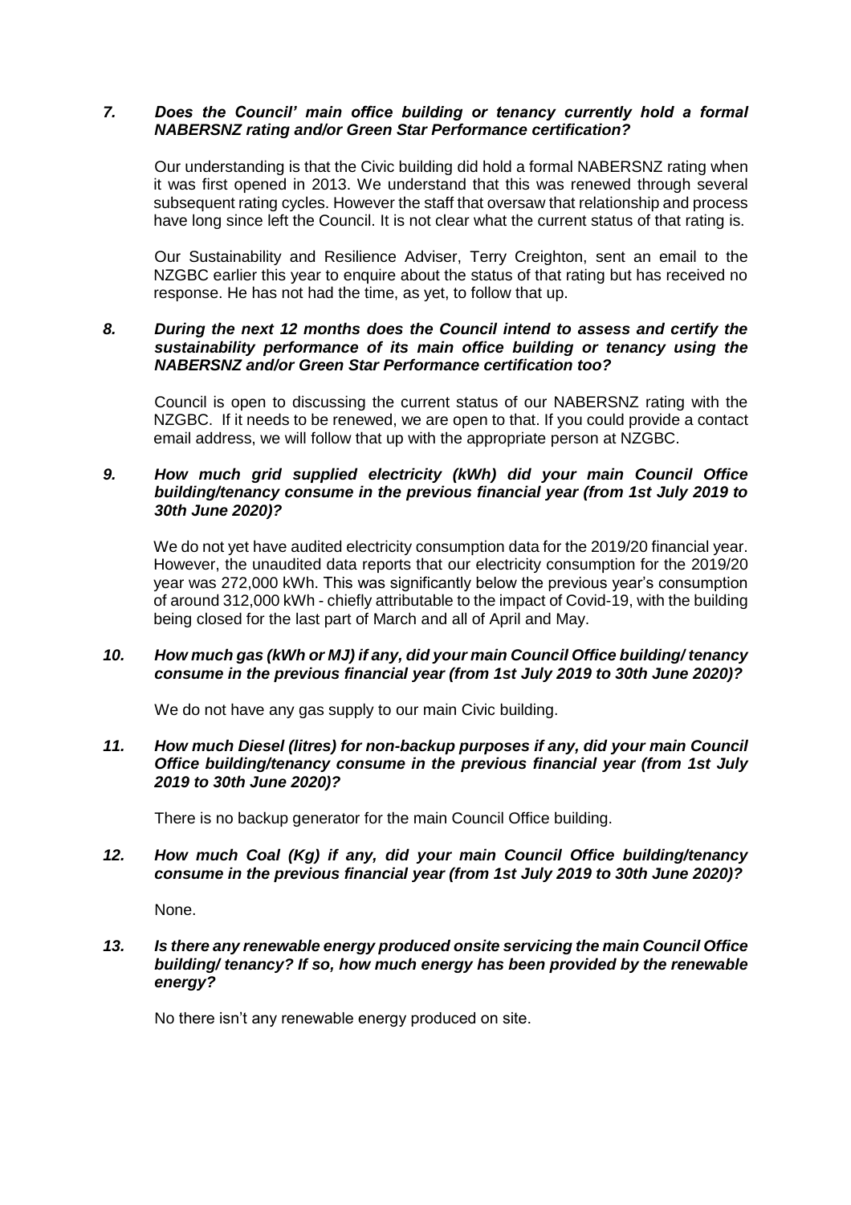***7. Does the Council' main office building or tenancy currently hold a formal NABERSNZ rating and/or Green Star Performance certification?***

Our understanding is that the Civic building did hold a formal NABERSNZ rating when it was first opened in 2013. We understand that this was renewed through several subsequent rating cycles. However the staff that oversaw that relationship and process have long since left the Council. It is not clear what the current status of that rating is.

Our Sustainability and Resilience Adviser, Terry Creighton, sent an email to the NZGBC earlier this year to enquire about the status of that rating but has received no response. He has not had the time, as yet, to follow that up.

***8. During the next 12 months does the Council intend to assess and certify the sustainability performance of its main office building or tenancy using the NABERSNZ and/or Green Star Performance certification too?***

Council is open to discussing the current status of our NABERSNZ rating with the NZGBC. If it needs to be renewed, we are open to that. If you could provide a contact email address, we will follow that up with the appropriate person at NZGBC.

***9. How much grid supplied electricity (kWh) did your main Council Office building/tenancy consume in the previous financial year (from 1st July 2019 to 30th June 2020)?***

We do not yet have audited electricity consumption data for the 2019/20 financial year. However, the unaudited data reports that our electricity consumption for the 2019/20 year was 272,000 kWh. This was significantly below the previous year's consumption of around 312,000 kWh - chiefly attributable to the impact of Covid-19, with the building being closed for the last part of March and all of April and May.

***10. How much gas (kWh or MJ) if any, did your main Council Office building/ tenancy consume in the previous financial year (from 1st July 2019 to 30th June 2020)?***

We do not have any gas supply to our main Civic building.

***11. How much Diesel (litres) for non-backup purposes if any, did your main Council Office building/tenancy consume in the previous financial year (from 1st July 2019 to 30th June 2020)?***

There is no backup generator for the main Council Office building.

***12. How much Coal (Kg) if any, did your main Council Office building/tenancy consume in the previous financial year (from 1st July 2019 to 30th June 2020)?***

None.

***13. Is there any renewable energy produced onsite servicing the main Council Office building/ tenancy? If so, how much energy has been provided by the renewable energy?***

No there isn't any renewable energy produced on site.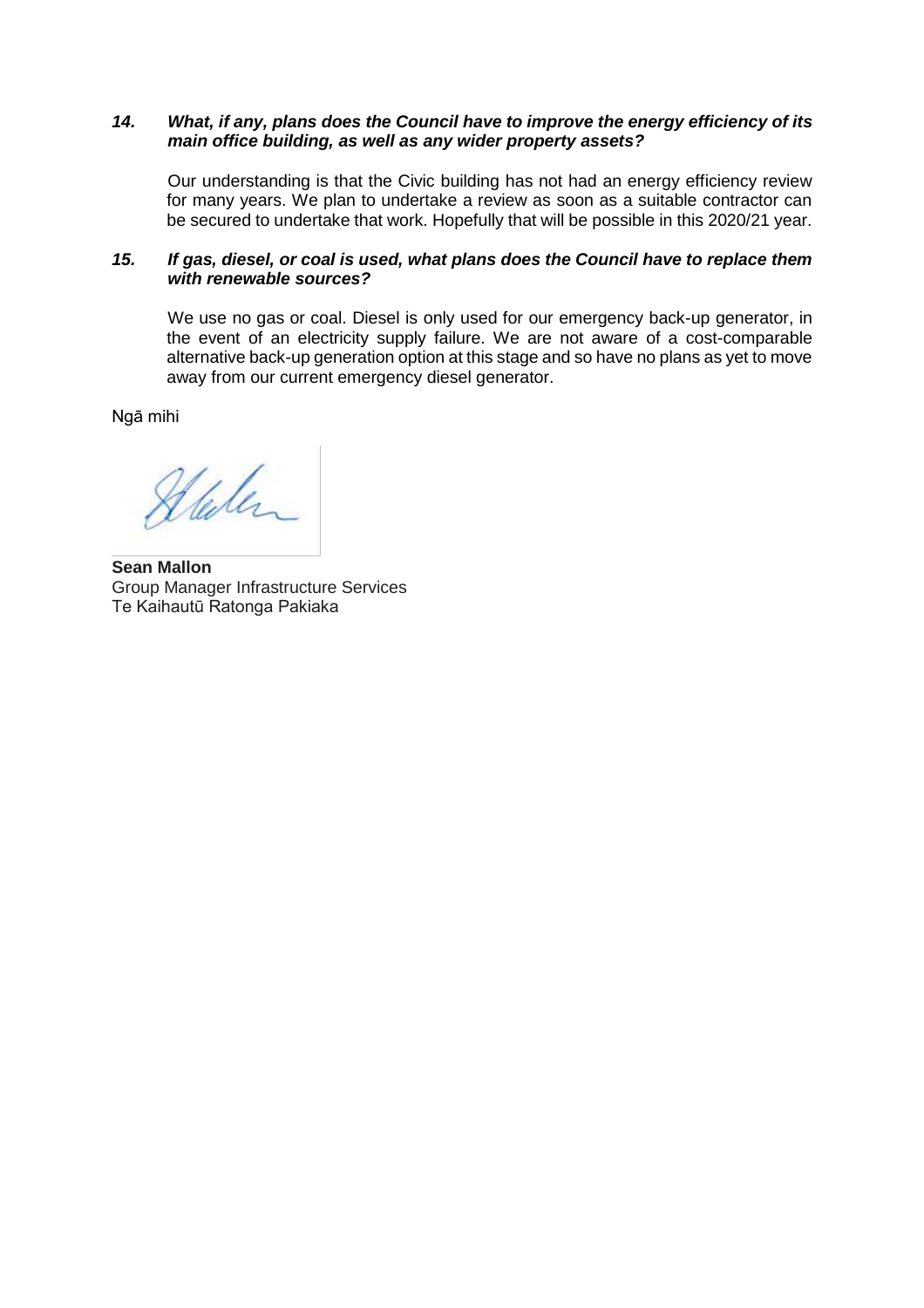***14. What, if any, plans does the Council have to improve the energy efficiency of its main office building, as well as any wider property assets?***

Our understanding is that the Civic building has not had an energy efficiency review for many years. We plan to undertake a review as soon as a suitable contractor can be secured to undertake that work. Hopefully that will be possible in this 2020/21 year.

***15. If gas, diesel, or coal is used, what plans does the Council have to replace them with renewable sources?***

We use no gas or coal. Diesel is only used for our emergency back-up generator, in the event of an electricity supply failure. We are not aware of a cost-comparable alternative back-up generation option at this stage and so have no plans as yet to move away from our current emergency diesel generator.

Ngā mihi

**Sean Mallon**
Group Manager Infrastructure Services
Te Kaihautū Ratonga Pakiaka